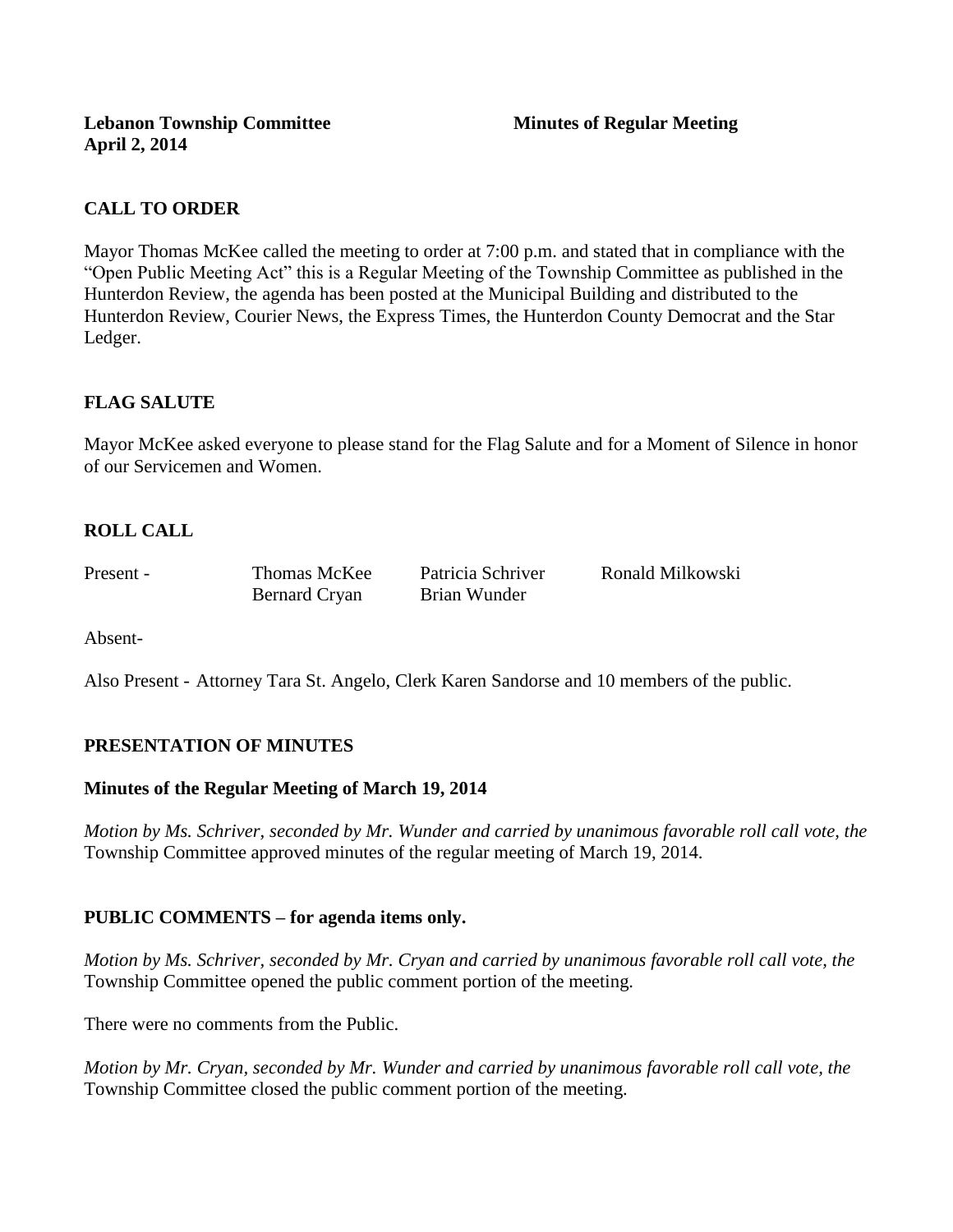**Lebanon Township Committee** **Minutes of Regular Meeting**
**April 2, 2014**

## CALL TO ORDER

Mayor Thomas McKee called the meeting to order at 7:00 p.m. and stated that in compliance with the "Open Public Meeting Act" this is a Regular Meeting of the Township Committee as published in the Hunterdon Review, the agenda has been posted at the Municipal Building and distributed to the Hunterdon Review, Courier News, the Express Times, the Hunterdon County Democrat and the Star Ledger.

## FLAG SALUTE

Mayor McKee asked everyone to please stand for the Flag Salute and for a Moment of Silence in honor of our Servicemen and Women.

## ROLL CALL

| Present - | Thomas McKee | Patricia Schriver | Ronald Milkowski |
|---|---|---|---|
| | Bernard Cryan | Brian Wunder | |

Absent-

Also Present - Attorney Tara St. Angelo, Clerk Karen Sandorse and 10 members of the public.

## PRESENTATION OF MINUTES

### Minutes of the Regular Meeting of March 19, 2014

*Motion by Ms. Schriver, seconded by Mr. Wunder and carried by unanimous favorable roll call vote, the* Township Committee approved minutes of the regular meeting of March 19, 2014.

## PUBLIC COMMENTS – for agenda items only.

*Motion by Ms. Schriver, seconded by Mr. Cryan and carried by unanimous favorable roll call vote, the* Township Committee opened the public comment portion of the meeting.

There were no comments from the Public.

*Motion by Mr. Cryan, seconded by Mr. Wunder and carried by unanimous favorable roll call vote, the* Township Committee closed the public comment portion of the meeting.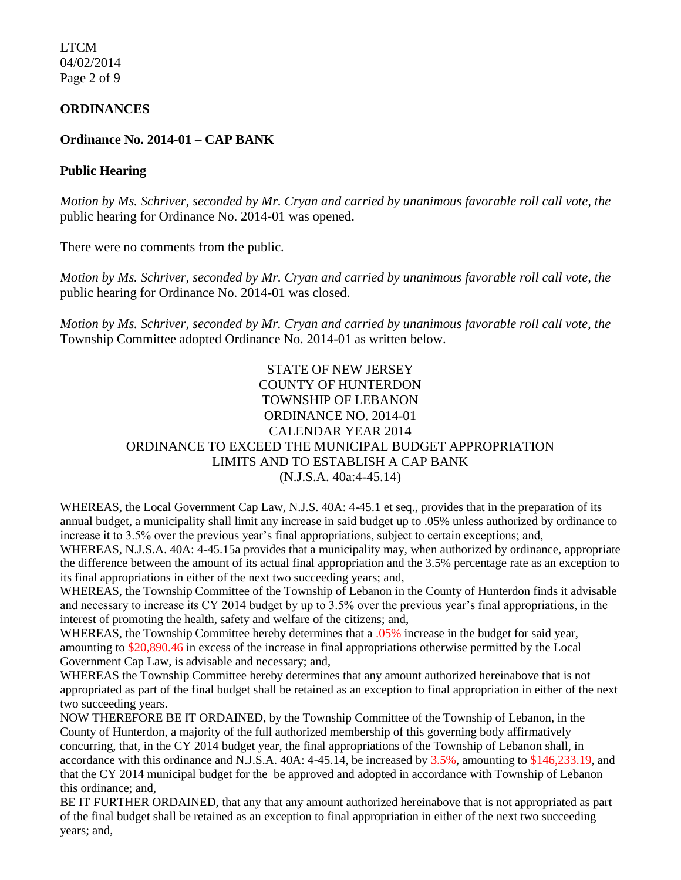## ORDINANCES

### Ordinance No. 2014-01 – CAP BANK

### Public Hearing

*Motion by Ms. Schriver, seconded by Mr. Cryan and carried by unanimous favorable roll call vote, the* public hearing for Ordinance No. 2014-01 was opened.

There were no comments from the public.

*Motion by Ms. Schriver, seconded by Mr. Cryan and carried by unanimous favorable roll call vote, the* public hearing for Ordinance No. 2014-01 was closed.

*Motion by Ms. Schriver, seconded by Mr. Cryan and carried by unanimous favorable roll call vote, the* Township Committee adopted Ordinance No. 2014-01 as written below.

STATE OF NEW JERSEY
COUNTY OF HUNTERDON
TOWNSHIP OF LEBANON
ORDINANCE NO. 2014-01
CALENDAR YEAR 2014
ORDINANCE TO EXCEED THE MUNICIPAL BUDGET APPROPRIATION LIMITS AND TO ESTABLISH A CAP BANK
(N.J.S.A. 40a:4-45.14)

WHEREAS, the Local Government Cap Law, N.J.S. 40A: 4-45.1 et seq., provides that in the preparation of its annual budget, a municipality shall limit any increase in said budget up to .05% unless authorized by ordinance to increase it to 3.5% over the previous year's final appropriations, subject to certain exceptions; and,
WHEREAS, N.J.S.A. 40A: 4-45.15a provides that a municipality may, when authorized by ordinance, appropriate the difference between the amount of its actual final appropriation and the 3.5% percentage rate as an exception to its final appropriations in either of the next two succeeding years; and,
WHEREAS, the Township Committee of the Township of Lebanon in the County of Hunterdon finds it advisable and necessary to increase its CY 2014 budget by up to 3.5% over the previous year's final appropriations, in the interest of promoting the health, safety and welfare of the citizens; and,
WHEREAS, the Township Committee hereby determines that a .05% increase in the budget for said year, amounting to $20,890.46 in excess of the increase in final appropriations otherwise permitted by the Local Government Cap Law, is advisable and necessary; and,
WHEREAS the Township Committee hereby determines that any amount authorized hereinabove that is not appropriated as part of the final budget shall be retained as an exception to final appropriation in either of the next two succeeding years.
NOW THEREFORE BE IT ORDAINED, by the Township Committee of the Township of Lebanon, in the County of Hunterdon, a majority of the full authorized membership of this governing body affirmatively concurring, that, in the CY 2014 budget year, the final appropriations of the Township of Lebanon shall, in accordance with this ordinance and N.J.S.A. 40A: 4-45.14, be increased by 3.5%, amounting to $146,233.19, and that the CY 2014 municipal budget for the be approved and adopted in accordance with Township of Lebanon this ordinance; and,
BE IT FURTHER ORDAINED, that any that any amount authorized hereinabove that is not appropriated as part of the final budget shall be retained as an exception to final appropriation in either of the next two succeeding years; and,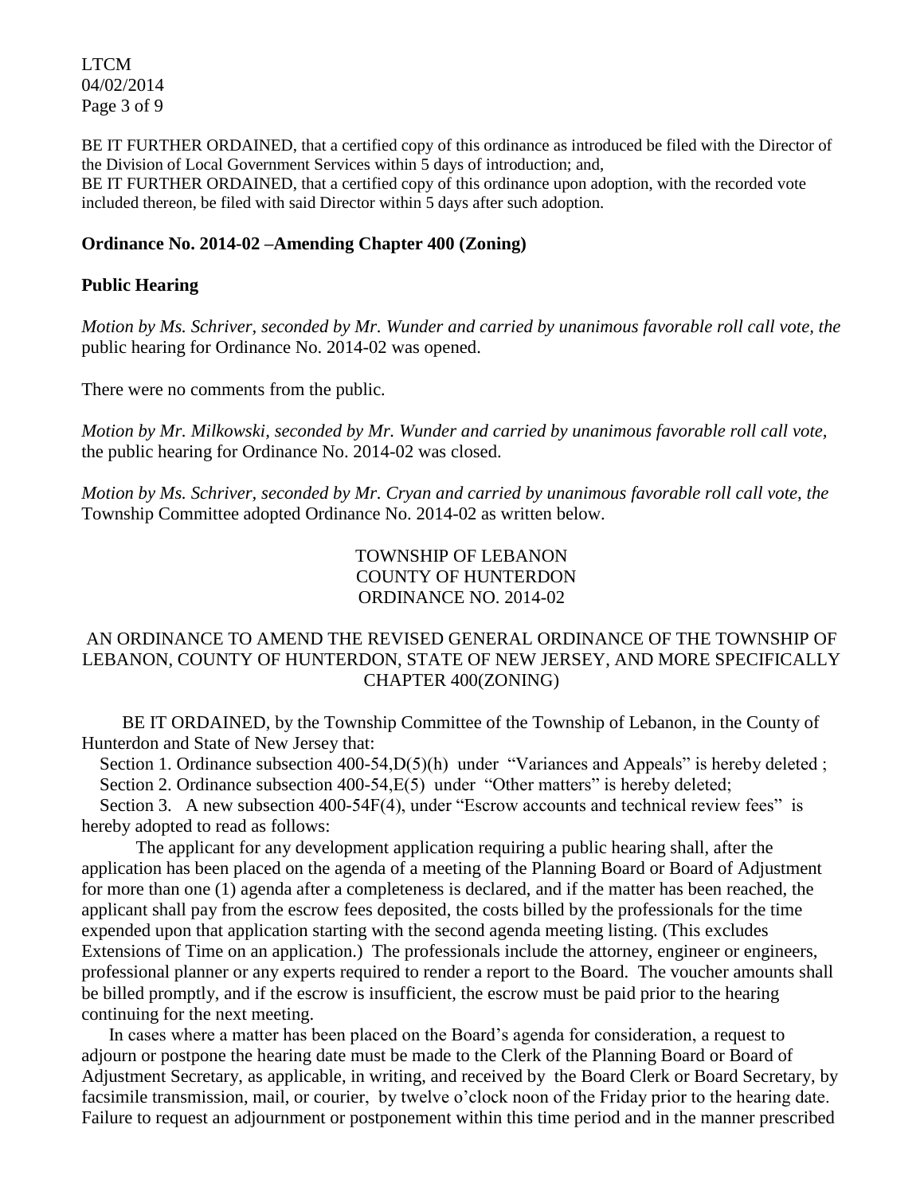BE IT FURTHER ORDAINED, that a certified copy of this ordinance as introduced be filed with the Director of the Division of Local Government Services within 5 days of introduction; and,
BE IT FURTHER ORDAINED, that a certified copy of this ordinance upon adoption, with the recorded vote included thereon, be filed with said Director within 5 days after such adoption.

**Ordinance No. 2014-02 –Amending Chapter 400 (Zoning)**

**Public Hearing**

*Motion by Ms. Schriver, seconded by Mr. Wunder and carried by unanimous favorable roll call vote, the* public hearing for Ordinance No. 2014-02 was opened.

There were no comments from the public.

*Motion by Mr. Milkowski, seconded by Mr. Wunder and carried by unanimous favorable roll call vote,* the public hearing for Ordinance No. 2014-02 was closed.

*Motion by Ms. Schriver, seconded by Mr. Cryan and carried by unanimous favorable roll call vote, the* Township Committee adopted Ordinance No. 2014-02 as written below.

TOWNSHIP OF LEBANON
COUNTY OF HUNTERDON
ORDINANCE NO. 2014-02

AN ORDINANCE TO AMEND THE REVISED GENERAL ORDINANCE OF THE TOWNSHIP OF LEBANON, COUNTY OF HUNTERDON, STATE OF NEW JERSEY, AND MORE SPECIFICALLY CHAPTER 400(ZONING)

BE IT ORDAINED, by the Township Committee of the Township of Lebanon, in the County of Hunterdon and State of New Jersey that:

Section 1. Ordinance subsection 400-54,D(5)(h) under "Variances and Appeals" is hereby deleted ;
Section 2. Ordinance subsection 400-54,E(5) under "Other matters" is hereby deleted;
Section 3. A new subsection 400-54F(4), under "Escrow accounts and technical review fees" is hereby adopted to read as follows:

The applicant for any development application requiring a public hearing shall, after the application has been placed on the agenda of a meeting of the Planning Board or Board of Adjustment for more than one (1) agenda after a completeness is declared, and if the matter has been reached, the applicant shall pay from the escrow fees deposited, the costs billed by the professionals for the time expended upon that application starting with the second agenda meeting listing. (This excludes Extensions of Time on an application.) The professionals include the attorney, engineer or engineers, professional planner or any experts required to render a report to the Board. The voucher amounts shall be billed promptly, and if the escrow is insufficient, the escrow must be paid prior to the hearing continuing for the next meeting.

In cases where a matter has been placed on the Board's agenda for consideration, a request to adjourn or postpone the hearing date must be made to the Clerk of the Planning Board or Board of Adjustment Secretary, as applicable, in writing, and received by the Board Clerk or Board Secretary, by facsimile transmission, mail, or courier, by twelve o'clock noon of the Friday prior to the hearing date. Failure to request an adjournment or postponement within this time period and in the manner prescribed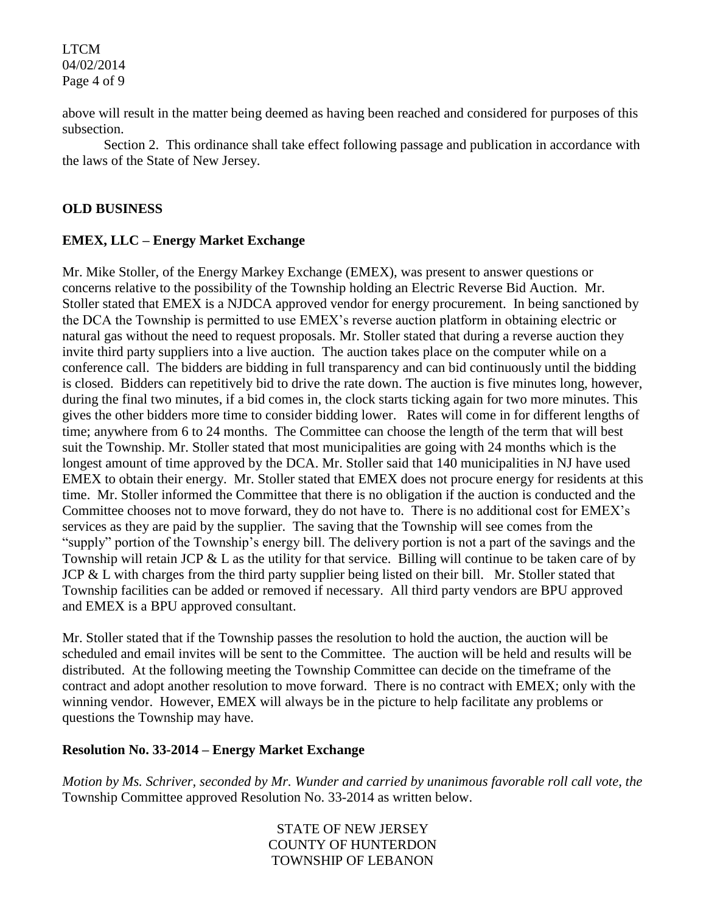above will result in the matter being deemed as having been reached and considered for purposes of this subsection.

Section 2. This ordinance shall take effect following passage and publication in accordance with the laws of the State of New Jersey.

**OLD BUSINESS**

**EMEX, LLC – Energy Market Exchange**

Mr. Mike Stoller, of the Energy Markey Exchange (EMEX), was present to answer questions or concerns relative to the possibility of the Township holding an Electric Reverse Bid Auction. Mr. Stoller stated that EMEX is a NJDCA approved vendor for energy procurement. In being sanctioned by the DCA the Township is permitted to use EMEX's reverse auction platform in obtaining electric or natural gas without the need to request proposals. Mr. Stoller stated that during a reverse auction they invite third party suppliers into a live auction. The auction takes place on the computer while on a conference call. The bidders are bidding in full transparency and can bid continuously until the bidding is closed. Bidders can repetitively bid to drive the rate down. The auction is five minutes long, however, during the final two minutes, if a bid comes in, the clock starts ticking again for two more minutes. This gives the other bidders more time to consider bidding lower. Rates will come in for different lengths of time; anywhere from 6 to 24 months. The Committee can choose the length of the term that will best suit the Township. Mr. Stoller stated that most municipalities are going with 24 months which is the longest amount of time approved by the DCA. Mr. Stoller said that 140 municipalities in NJ have used EMEX to obtain their energy. Mr. Stoller stated that EMEX does not procure energy for residents at this time. Mr. Stoller informed the Committee that there is no obligation if the auction is conducted and the Committee chooses not to move forward, they do not have to. There is no additional cost for EMEX's services as they are paid by the supplier. The saving that the Township will see comes from the "supply" portion of the Township's energy bill. The delivery portion is not a part of the savings and the Township will retain JCP & L as the utility for that service. Billing will continue to be taken care of by JCP & L with charges from the third party supplier being listed on their bill. Mr. Stoller stated that Township facilities can be added or removed if necessary. All third party vendors are BPU approved and EMEX is a BPU approved consultant.

Mr. Stoller stated that if the Township passes the resolution to hold the auction, the auction will be scheduled and email invites will be sent to the Committee. The auction will be held and results will be distributed. At the following meeting the Township Committee can decide on the timeframe of the contract and adopt another resolution to move forward. There is no contract with EMEX; only with the winning vendor. However, EMEX will always be in the picture to help facilitate any problems or questions the Township may have.

**Resolution No. 33-2014 – Energy Market Exchange**

*Motion by Ms. Schriver, seconded by Mr. Wunder and carried by unanimous favorable roll call vote, the* Township Committee approved Resolution No. 33-2014 as written below.

STATE OF NEW JERSEY
COUNTY OF HUNTERDON
TOWNSHIP OF LEBANON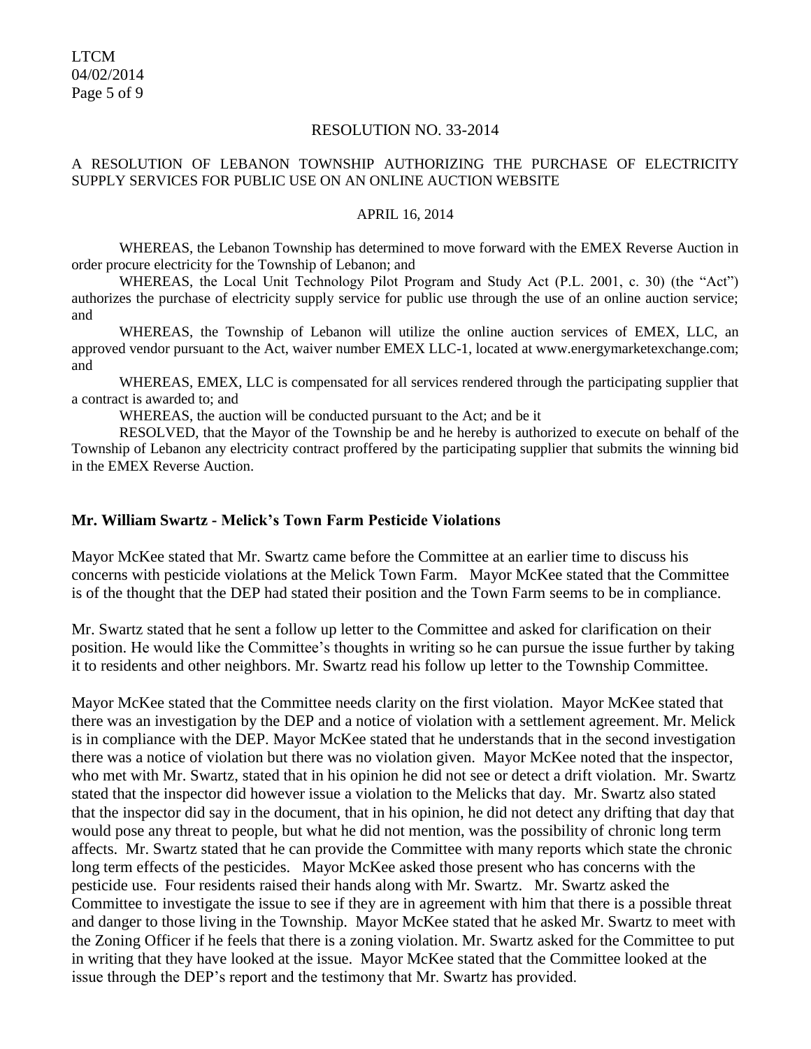RESOLUTION NO. 33-2014

A RESOLUTION OF LEBANON TOWNSHIP AUTHORIZING THE PURCHASE OF ELECTRICITY SUPPLY SERVICES FOR PUBLIC USE ON AN ONLINE AUCTION WEBSITE

APRIL 16, 2014

WHEREAS, the Lebanon Township has determined to move forward with the EMEX Reverse Auction in order procure electricity for the Township of Lebanon; and

WHEREAS, the Local Unit Technology Pilot Program and Study Act (P.L. 2001, c. 30) (the "Act") authorizes the purchase of electricity supply service for public use through the use of an online auction service; and

WHEREAS, the Township of Lebanon will utilize the online auction services of EMEX, LLC, an approved vendor pursuant to the Act, waiver number EMEX LLC-1, located at www.energymarketexchange.com; and

WHEREAS, EMEX, LLC is compensated for all services rendered through the participating supplier that a contract is awarded to; and

WHEREAS, the auction will be conducted pursuant to the Act; and be it

RESOLVED, that the Mayor of the Township be and he hereby is authorized to execute on behalf of the Township of Lebanon any electricity contract proffered by the participating supplier that submits the winning bid in the EMEX Reverse Auction.

**Mr. William Swartz - Melick's Town Farm Pesticide Violations**

Mayor McKee stated that Mr. Swartz came before the Committee at an earlier time to discuss his concerns with pesticide violations at the Melick Town Farm. Mayor McKee stated that the Committee is of the thought that the DEP had stated their position and the Town Farm seems to be in compliance.

Mr. Swartz stated that he sent a follow up letter to the Committee and asked for clarification on their position. He would like the Committee's thoughts in writing so he can pursue the issue further by taking it to residents and other neighbors. Mr. Swartz read his follow up letter to the Township Committee.

Mayor McKee stated that the Committee needs clarity on the first violation. Mayor McKee stated that there was an investigation by the DEP and a notice of violation with a settlement agreement. Mr. Melick is in compliance with the DEP. Mayor McKee stated that he understands that in the second investigation there was a notice of violation but there was no violation given. Mayor McKee noted that the inspector, who met with Mr. Swartz, stated that in his opinion he did not see or detect a drift violation. Mr. Swartz stated that the inspector did however issue a violation to the Melicks that day. Mr. Swartz also stated that the inspector did say in the document, that in his opinion, he did not detect any drifting that day that would pose any threat to people, but what he did not mention, was the possibility of chronic long term affects. Mr. Swartz stated that he can provide the Committee with many reports which state the chronic long term effects of the pesticides. Mayor McKee asked those present who has concerns with the pesticide use. Four residents raised their hands along with Mr. Swartz. Mr. Swartz asked the Committee to investigate the issue to see if they are in agreement with him that there is a possible threat and danger to those living in the Township. Mayor McKee stated that he asked Mr. Swartz to meet with the Zoning Officer if he feels that there is a zoning violation. Mr. Swartz asked for the Committee to put in writing that they have looked at the issue. Mayor McKee stated that the Committee looked at the issue through the DEP's report and the testimony that Mr. Swartz has provided.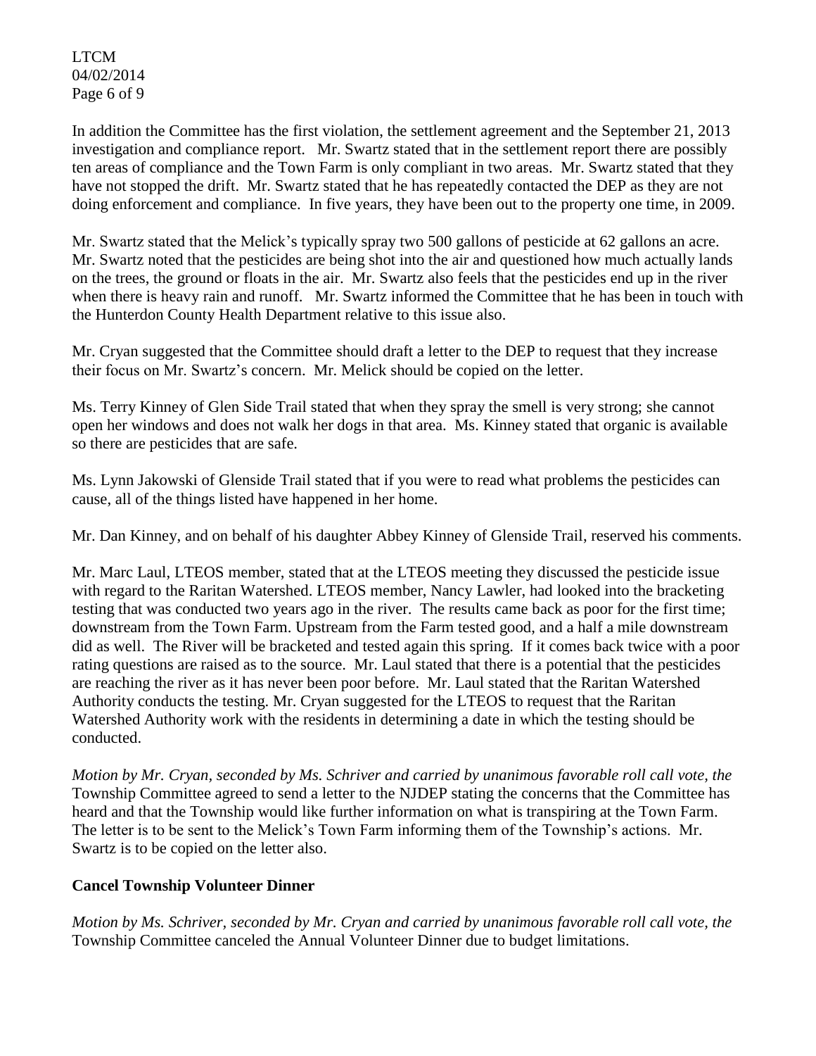In addition the Committee has the first violation, the settlement agreement and the September 21, 2013 investigation and compliance report. Mr. Swartz stated that in the settlement report there are possibly ten areas of compliance and the Town Farm is only compliant in two areas. Mr. Swartz stated that they have not stopped the drift. Mr. Swartz stated that he has repeatedly contacted the DEP as they are not doing enforcement and compliance. In five years, they have been out to the property one time, in 2009.

Mr. Swartz stated that the Melick's typically spray two 500 gallons of pesticide at 62 gallons an acre. Mr. Swartz noted that the pesticides are being shot into the air and questioned how much actually lands on the trees, the ground or floats in the air. Mr. Swartz also feels that the pesticides end up in the river when there is heavy rain and runoff. Mr. Swartz informed the Committee that he has been in touch with the Hunterdon County Health Department relative to this issue also.

Mr. Cryan suggested that the Committee should draft a letter to the DEP to request that they increase their focus on Mr. Swartz's concern. Mr. Melick should be copied on the letter.

Ms. Terry Kinney of Glen Side Trail stated that when they spray the smell is very strong; she cannot open her windows and does not walk her dogs in that area. Ms. Kinney stated that organic is available so there are pesticides that are safe.

Ms. Lynn Jakowski of Glenside Trail stated that if you were to read what problems the pesticides can cause, all of the things listed have happened in her home.

Mr. Dan Kinney, and on behalf of his daughter Abbey Kinney of Glenside Trail, reserved his comments.

Mr. Marc Laul, LTEOS member, stated that at the LTEOS meeting they discussed the pesticide issue with regard to the Raritan Watershed. LTEOS member, Nancy Lawler, had looked into the bracketing testing that was conducted two years ago in the river. The results came back as poor for the first time; downstream from the Town Farm. Upstream from the Farm tested good, and a half a mile downstream did as well. The River will be bracketed and tested again this spring. If it comes back twice with a poor rating questions are raised as to the source. Mr. Laul stated that there is a potential that the pesticides are reaching the river as it has never been poor before. Mr. Laul stated that the Raritan Watershed Authority conducts the testing. Mr. Cryan suggested for the LTEOS to request that the Raritan Watershed Authority work with the residents in determining a date in which the testing should be conducted.

*Motion by Mr. Cryan, seconded by Ms. Schriver and carried by unanimous favorable roll call vote, the* Township Committee agreed to send a letter to the NJDEP stating the concerns that the Committee has heard and that the Township would like further information on what is transpiring at the Town Farm. The letter is to be sent to the Melick's Town Farm informing them of the Township's actions. Mr. Swartz is to be copied on the letter also.

**Cancel Township Volunteer Dinner**

*Motion by Ms. Schriver, seconded by Mr. Cryan and carried by unanimous favorable roll call vote, the* Township Committee canceled the Annual Volunteer Dinner due to budget limitations.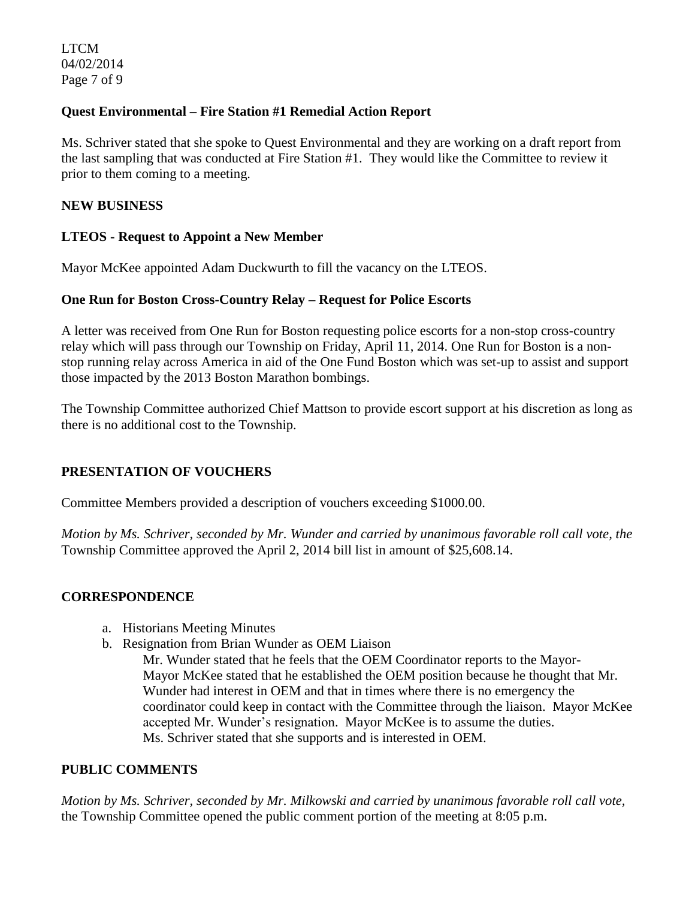**Quest Environmental – Fire Station #1 Remedial Action Report**

Ms. Schriver stated that she spoke to Quest Environmental and they are working on a draft report from the last sampling that was conducted at Fire Station #1. They would like the Committee to review it prior to them coming to a meeting.

**NEW BUSINESS**

**LTEOS - Request to Appoint a New Member**

Mayor McKee appointed Adam Duckwurth to fill the vacancy on the LTEOS.

**One Run for Boston Cross-Country Relay – Request for Police Escorts**

A letter was received from One Run for Boston requesting police escorts for a non-stop cross-country relay which will pass through our Township on Friday, April 11, 2014. One Run for Boston is a non-stop running relay across America in aid of the One Fund Boston which was set-up to assist and support those impacted by the 2013 Boston Marathon bombings.

The Township Committee authorized Chief Mattson to provide escort support at his discretion as long as there is no additional cost to the Township.

**PRESENTATION OF VOUCHERS**

Committee Members provided a description of vouchers exceeding $1000.00.

*Motion by Ms. Schriver, seconded by Mr. Wunder and carried by unanimous favorable roll call vote, the* Township Committee approved the April 2, 2014 bill list in amount of $25,608.14.

**CORRESPONDENCE**

a. Historians Meeting Minutes
b. Resignation from Brian Wunder as OEM Liaison

   Mr. Wunder stated that he feels that the OEM Coordinator reports to the Mayor-
   Mayor McKee stated that he established the OEM position because he thought that Mr. Wunder had interest in OEM and that in times where there is no emergency the coordinator could keep in contact with the Committee through the liaison. Mayor McKee accepted Mr. Wunder's resignation. Mayor McKee is to assume the duties.
   Ms. Schriver stated that she supports and is interested in OEM.

**PUBLIC COMMENTS**

*Motion by Ms. Schriver, seconded by Mr. Milkowski and carried by unanimous favorable roll call vote,* the Township Committee opened the public comment portion of the meeting at 8:05 p.m.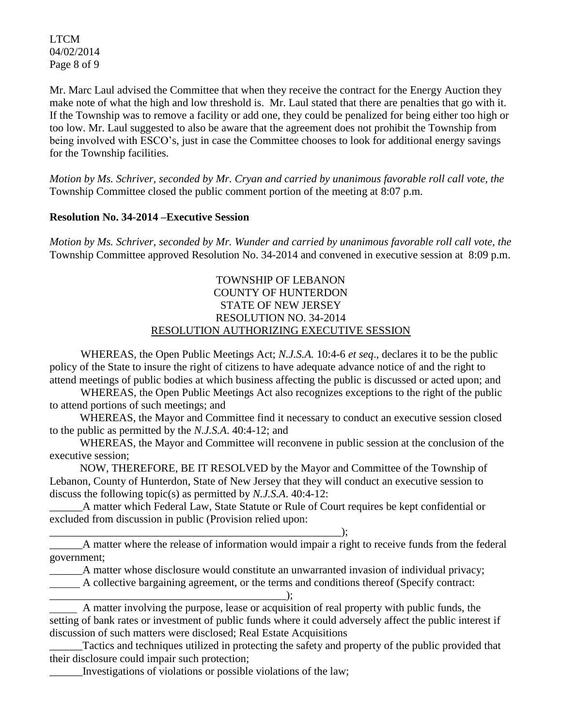Mr. Marc Laul advised the Committee that when they receive the contract for the Energy Auction they make note of what the high and low threshold is. Mr. Laul stated that there are penalties that go with it. If the Township was to remove a facility or add one, they could be penalized for being either too high or too low. Mr. Laul suggested to also be aware that the agreement does not prohibit the Township from being involved with ESCO's, just in case the Committee chooses to look for additional energy savings for the Township facilities.

*Motion by Ms. Schriver, seconded by Mr. Cryan and carried by unanimous favorable roll call vote, the* Township Committee closed the public comment portion of the meeting at 8:07 p.m.

**Resolution No. 34-2014 –Executive Session**

*Motion by Ms. Schriver, seconded by Mr. Wunder and carried by unanimous favorable roll call vote, the* Township Committee approved Resolution No. 34-2014 and convened in executive session at 8:09 p.m.

TOWNSHIP OF LEBANON
COUNTY OF HUNTERDON
STATE OF NEW JERSEY
RESOLUTION NO. 34-2014
RESOLUTION AUTHORIZING EXECUTIVE SESSION

WHEREAS, the Open Public Meetings Act; *N.J.S.A.* 10:4-6 *et seq*., declares it to be the public policy of the State to insure the right of citizens to have adequate advance notice of and the right to attend meetings of public bodies at which business affecting the public is discussed or acted upon; and

WHEREAS, the Open Public Meetings Act also recognizes exceptions to the right of the public to attend portions of such meetings; and

WHEREAS, the Mayor and Committee find it necessary to conduct an executive session closed to the public as permitted by the *N.J.S.A*. 40:4-12; and

WHEREAS, the Mayor and Committee will reconvene in public session at the conclusion of the executive session;

NOW, THEREFORE, BE IT RESOLVED by the Mayor and Committee of the Township of Lebanon, County of Hunterdon, State of New Jersey that they will conduct an executive session to discuss the following topic(s) as permitted by *N.J.S.A*. 40:4-12:

______A matter which Federal Law, State Statute or Rule of Court requires be kept confidential or excluded from discussion in public (Provision relied upon: _______________________________________________________);

______A matter where the release of information would impair a right to receive funds from the federal government;

______A matter whose disclosure would constitute an unwarranted invasion of individual privacy;

______ A collective bargaining agreement, or the terms and conditions thereof (Specify contract: ____________________________________________);

_____ A matter involving the purpose, lease or acquisition of real property with public funds, the setting of bank rates or investment of public funds where it could adversely affect the public interest if discussion of such matters were disclosed; Real Estate Acquisitions

______Tactics and techniques utilized in protecting the safety and property of the public provided that their disclosure could impair such protection;

______Investigations of violations or possible violations of the law;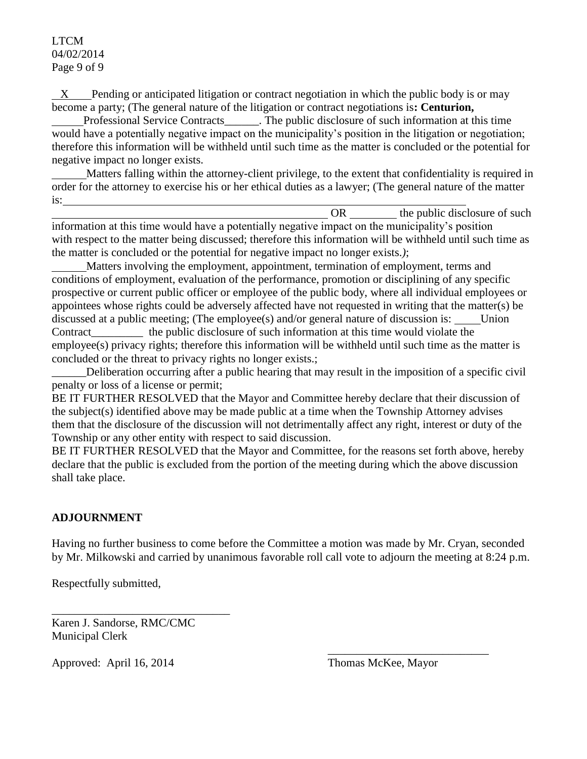\_\_X\_\_\_\_Pending or anticipated litigation or contract negotiation in which the public body is or may become a party; (The general nature of the litigation or contract negotiations is**: Centurion,** \_\_\_\_\_\_Professional Service Contracts\_\_\_\_\_\_. The public disclosure of such information at this time would have a potentially negative impact on the municipality's position in the litigation or negotiation; therefore this information will be withheld until such time as the matter is concluded or the potential for negative impact no longer exists.

\_\_\_\_\_\_Matters falling within the attorney-client privilege, to the extent that confidentiality is required in order for the attorney to exercise his or her ethical duties as a lawyer; (The general nature of the matter is:\_\_\_\_\_\_\_\_\_\_\_\_\_\_\_\_\_\_\_\_\_\_\_\_\_\_\_\_\_\_\_\_\_\_\_\_\_\_\_\_\_\_\_\_\_\_\_\_\_\_\_\_\_\_\_\_\_\_\_\_\_\_\_\_\_\_\_\_\_\_\_\_\_\_\_\_\_\_\_\_\_\_\_\_\_\_\_\_\_\_\_\_\_\_\_\_\_\_\_\_\_\_\_\_\_\_\_\_\_\_\_ OR \_\_\_\_\_\_\_\_ the public disclosure of such information at this time would have a potentially negative impact on the municipality's position with respect to the matter being discussed; therefore this information will be withheld until such time as the matter is concluded or the potential for negative impact no longer exists.*)*;

\_\_\_\_\_\_Matters involving the employment, appointment, termination of employment, terms and conditions of employment, evaluation of the performance, promotion or disciplining of any specific prospective or current public officer or employee of the public body, where all individual employees or appointees whose rights could be adversely affected have not requested in writing that the matter(s) be discussed at a public meeting; (The employee(s) and/or general nature of discussion is: \_\_\_\_Union Contract\_\_\_\_\_\_\_\_\_ the public disclosure of such information at this time would violate the employee(s) privacy rights; therefore this information will be withheld until such time as the matter is concluded or the threat to privacy rights no longer exists.;

\_\_\_\_\_\_Deliberation occurring after a public hearing that may result in the imposition of a specific civil penalty or loss of a license or permit;

BE IT FURTHER RESOLVED that the Mayor and Committee hereby declare that their discussion of the subject(s) identified above may be made public at a time when the Township Attorney advises them that the disclosure of the discussion will not detrimentally affect any right, interest or duty of the Township or any other entity with respect to said discussion.

BE IT FURTHER RESOLVED that the Mayor and Committee, for the reasons set forth above, hereby declare that the public is excluded from the portion of the meeting during which the above discussion shall take place.

## ADJOURNMENT

Having no further business to come before the Committee a motion was made by Mr. Cryan, seconded by Mr. Milkowski and carried by unanimous favorable roll call vote to adjourn the meeting at 8:24 p.m.

Respectfully submitted,

\_\_\_\_\_\_\_\_\_\_\_\_\_\_\_\_\_\_\_\_\_\_\_\_\_\_\_\_\_\_\_

Karen J. Sandorse, RMC/CMC
Municipal Clerk

\_\_\_\_\_\_\_\_\_\_\_\_\_\_\_\_\_\_\_\_\_\_\_\_\_\_\_\_

Approved: April 16, 2014 Thomas McKee, Mayor